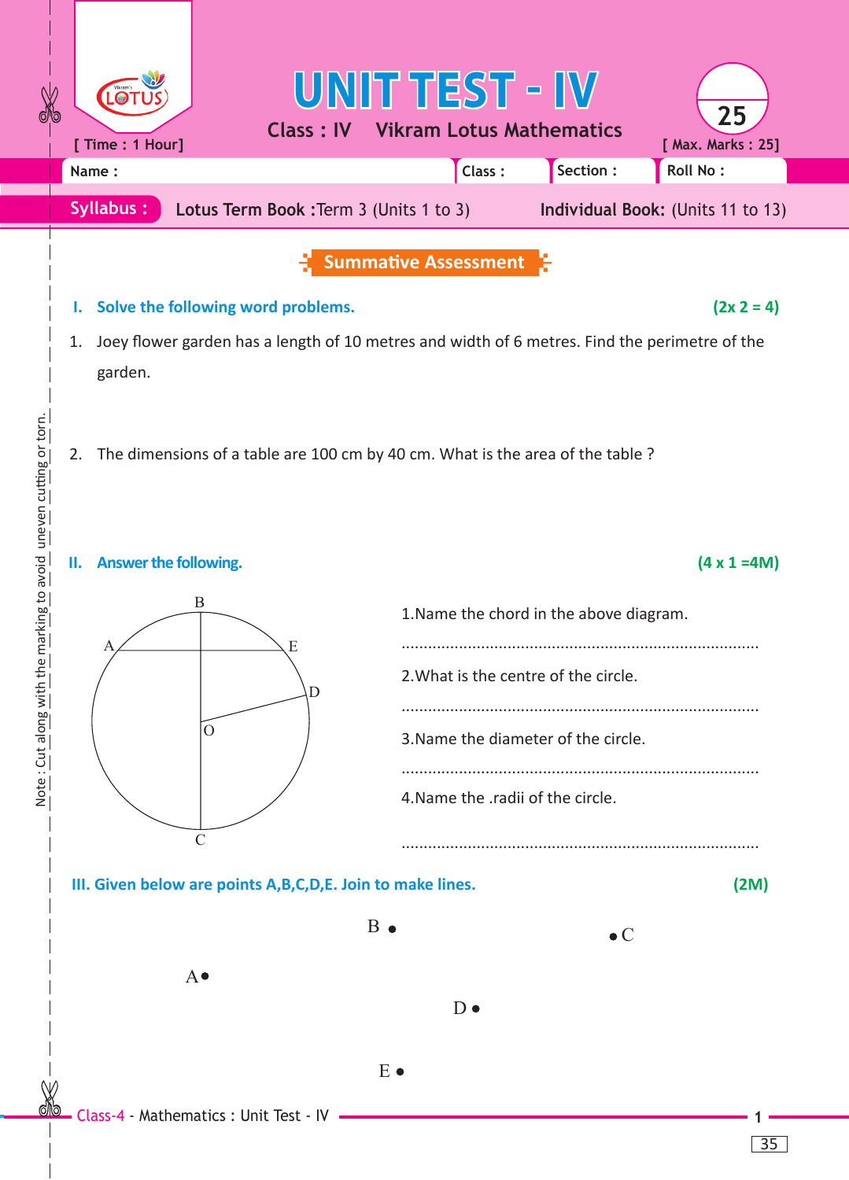# UNIT TEST - IV

**Class : IV     Vikram Lotus Mathematics**

[ Time : 1 Hour]     [ Max. Marks : 25]

| Name : | Class : | Section : | Roll No : |
|---|---|---|---|

**Syllabus :** Lotus Term Book :Term 3 (Units 1 to 3)     **Individual Book:** (Units 11 to 13)

## Summative Assessment

### I. Solve the following word problems. (2x 2 = 4)

1. Joey flower garden has a length of 10 metres and width of 6 metres. Find the perimetre of the garden.

2. The dimensions of a table are 100 cm by 40 cm. What is the area of the table ?

### II. Answer the following. (4 x 1 =4M)

1.Name the chord in the above diagram.

................................................................................

2.What is the centre of the circle.

................................................................................

3.Name the diameter of the circle.

................................................................................

4.Name the .radii of the circle.

................................................................................

### III. Given below are points A,B,C,D,E. Join to make lines. (2M)

B •     • C

A•

D •

E •

Note : Cut along with the marking to avoid uneven cutting or torn.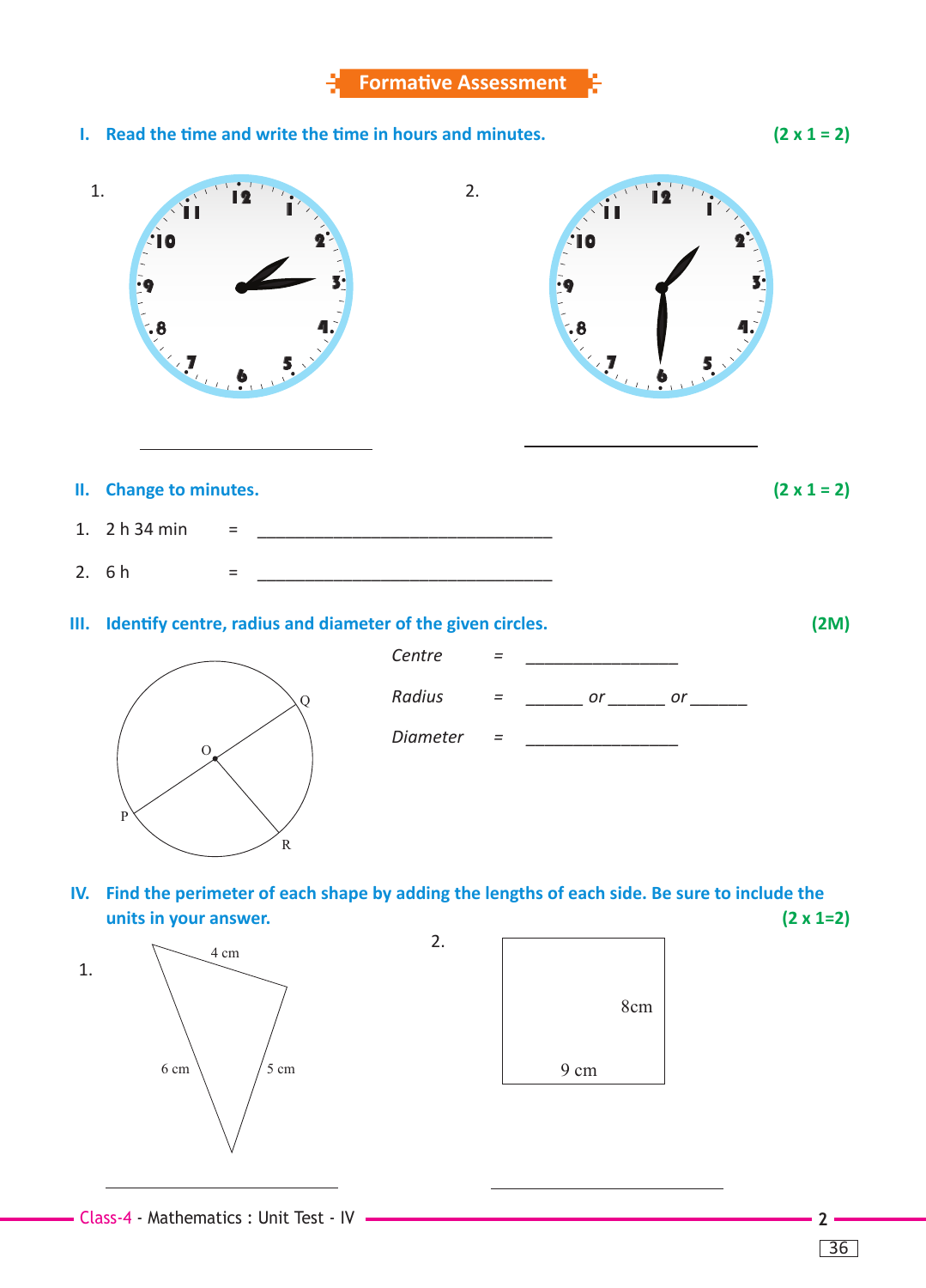## Formative Assessment

**I. Read the time and write the time in hours and minutes.** **(2 x 1 = 2)**

1. ____________________

2. ____________________

**II. Change to minutes.** **(2 x 1 = 2)**

1. 2 h 34 min = ______________________________
2. 6 h = ______________________________

**III. Identify centre, radius and diameter of the given circles.** **(2M)**

*Centre* = _______________

*Radius* = ______ *or* ______ *or* ______

*Diameter* = _______________

**IV. Find the perimeter of each shape by adding the lengths of each side. Be sure to include the units in your answer.** **(2 x 1=2)**

1. Triangle with sides 4 cm, 5 cm, 6 cm

____________________

2. Rectangle with sides 8cm, 9 cm

____________________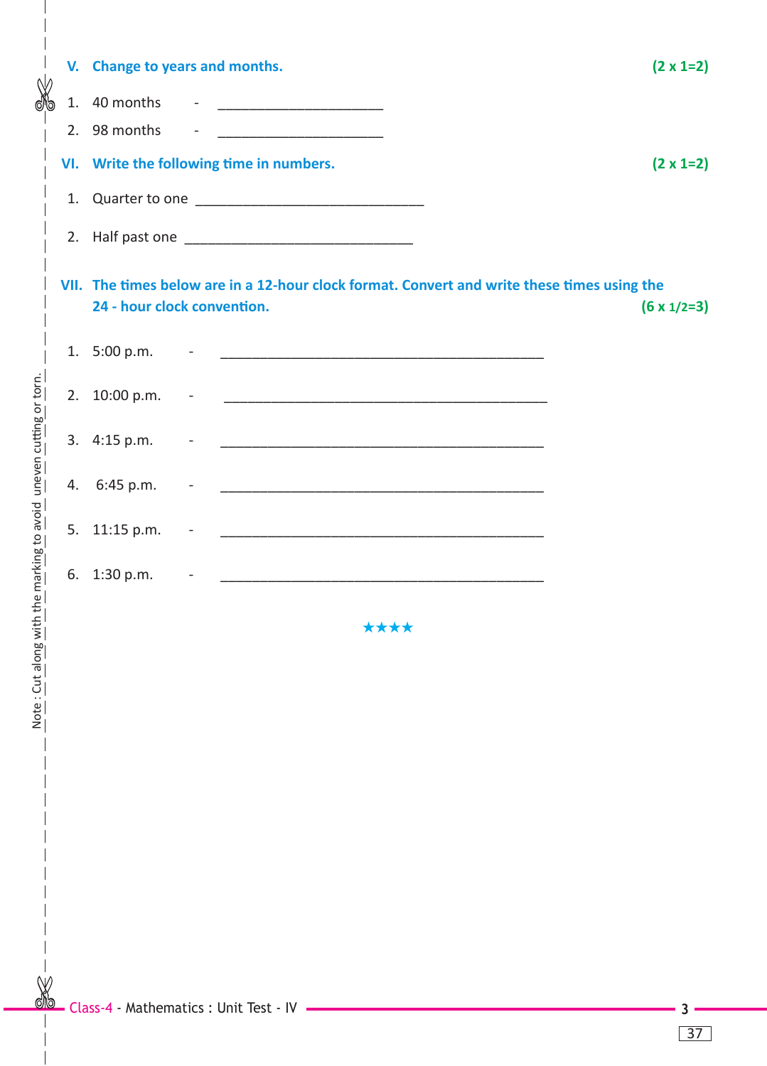## V. Change to years and months. (2 x 1=2)

1. 40 months - ______________________
2. 98 months - ______________________

## VI. Write the following time in numbers. (2 x 1=2)

1. Quarter to one ______________________________
2. Half past one ______________________________

## VII. The times below are in a 12-hour clock format. Convert and write these times using the 24 - hour clock convention. (6 x 1/2=3)

1. 5:00 p.m. - ___________________________________________
2. 10:00 p.m. - ___________________________________________
3. 4:15 p.m. - ___________________________________________
4. 6:45 p.m. - ___________________________________________
5. 11:15 p.m. - ___________________________________________
6. 1:30 p.m. - ___________________________________________

★★★★

Note : Cut along with the marking to avoid uneven cutting or torn.